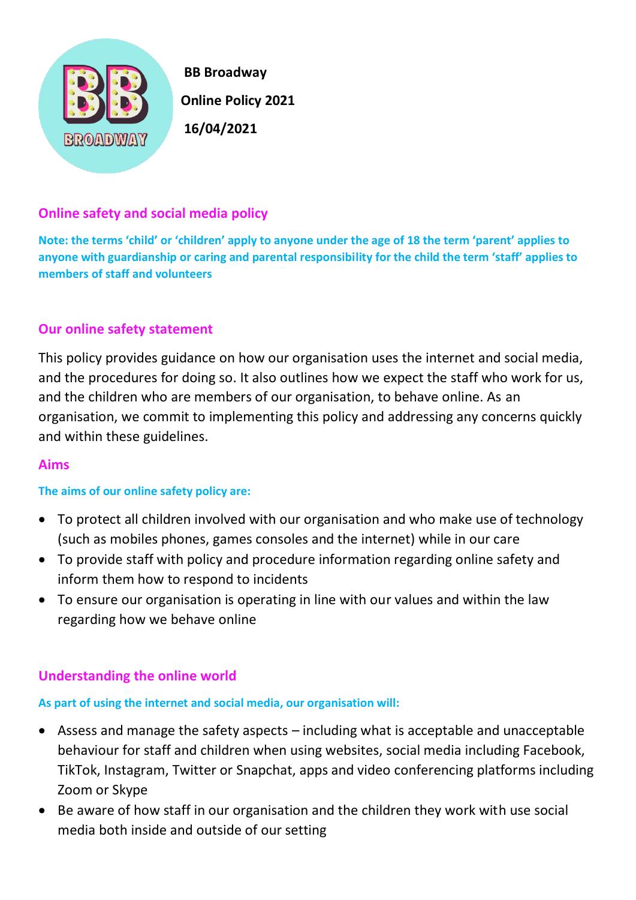**BB Broadway**

**Online Policy 2021**

**16/04/2021**

## Online safety and social media policy

**Note: the terms 'child' or 'children' apply to anyone under the age of 18 the term 'parent' applies to anyone with guardianship or caring and parental responsibility for the child the term 'staff' applies to members of staff and volunteers**

## Our online safety statement

This policy provides guidance on how our organisation uses the internet and social media, and the procedures for doing so. It also outlines how we expect the staff who work for us, and the children who are members of our organisation, to behave online. As an organisation, we commit to implementing this policy and addressing any concerns quickly and within these guidelines.

## Aims

**The aims of our online safety policy are:**

- To protect all children involved with our organisation and who make use of technology (such as mobiles phones, games consoles and the internet) while in our care
- To provide staff with policy and procedure information regarding online safety and inform them how to respond to incidents
- To ensure our organisation is operating in line with our values and within the law regarding how we behave online

## Understanding the online world

**As part of using the internet and social media, our organisation will:**

- Assess and manage the safety aspects – including what is acceptable and unacceptable behaviour for staff and children when using websites, social media including Facebook, TikTok, Instagram, Twitter or Snapchat, apps and video conferencing platforms including Zoom or Skype
- Be aware of how staff in our organisation and the children they work with use social media both inside and outside of our setting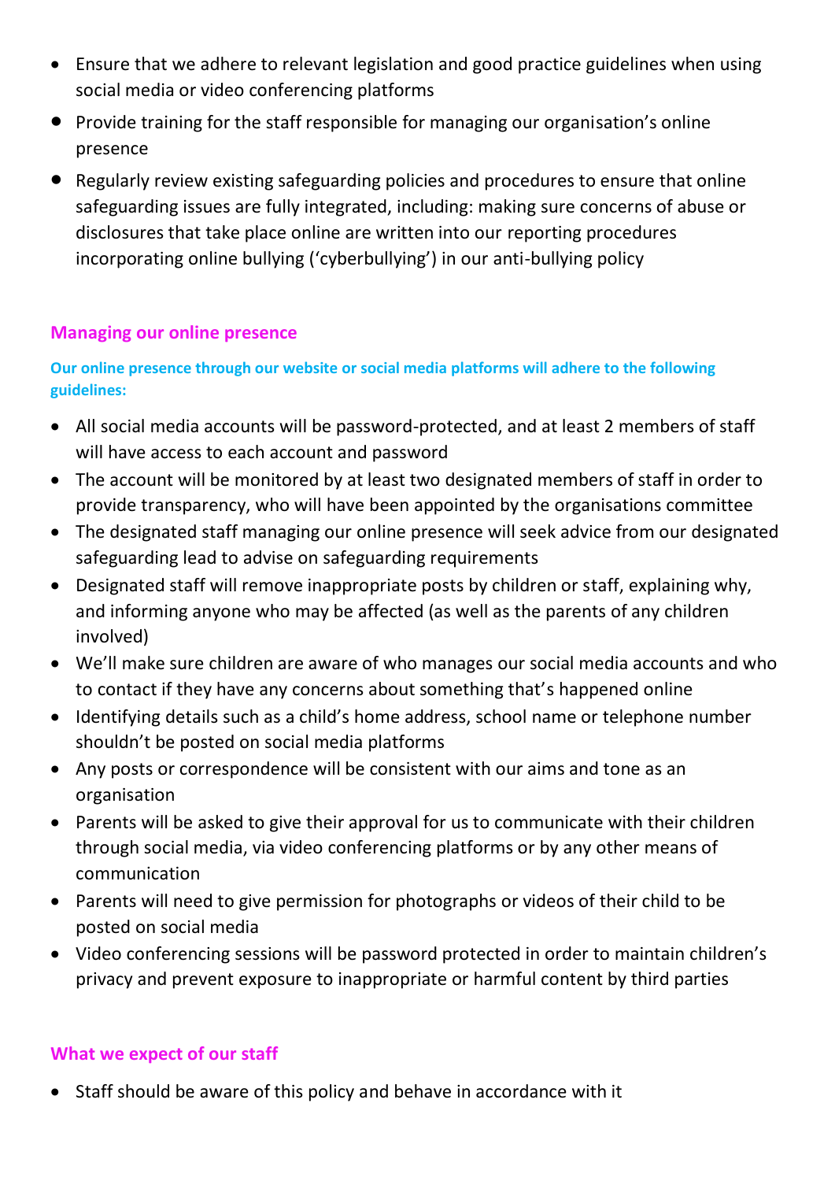- Ensure that we adhere to relevant legislation and good practice guidelines when using social media or video conferencing platforms
- Provide training for the staff responsible for managing our organisation's online presence
- Regularly review existing safeguarding policies and procedures to ensure that online safeguarding issues are fully integrated, including: making sure concerns of abuse or disclosures that take place online are written into our reporting procedures incorporating online bullying ('cyberbullying') in our anti-bullying policy

## Managing our online presence

**Our online presence through our website or social media platforms will adhere to the following guidelines:**

- All social media accounts will be password-protected, and at least 2 members of staff will have access to each account and password
- The account will be monitored by at least two designated members of staff in order to provide transparency, who will have been appointed by the organisations committee
- The designated staff managing our online presence will seek advice from our designated safeguarding lead to advise on safeguarding requirements
- Designated staff will remove inappropriate posts by children or staff, explaining why, and informing anyone who may be affected (as well as the parents of any children involved)
- We'll make sure children are aware of who manages our social media accounts and who to contact if they have any concerns about something that's happened online
- Identifying details such as a child's home address, school name or telephone number shouldn't be posted on social media platforms
- Any posts or correspondence will be consistent with our aims and tone as an organisation
- Parents will be asked to give their approval for us to communicate with their children through social media, via video conferencing platforms or by any other means of communication
- Parents will need to give permission for photographs or videos of their child to be posted on social media
- Video conferencing sessions will be password protected in order to maintain children's privacy and prevent exposure to inappropriate or harmful content by third parties

## What we expect of our staff

- Staff should be aware of this policy and behave in accordance with it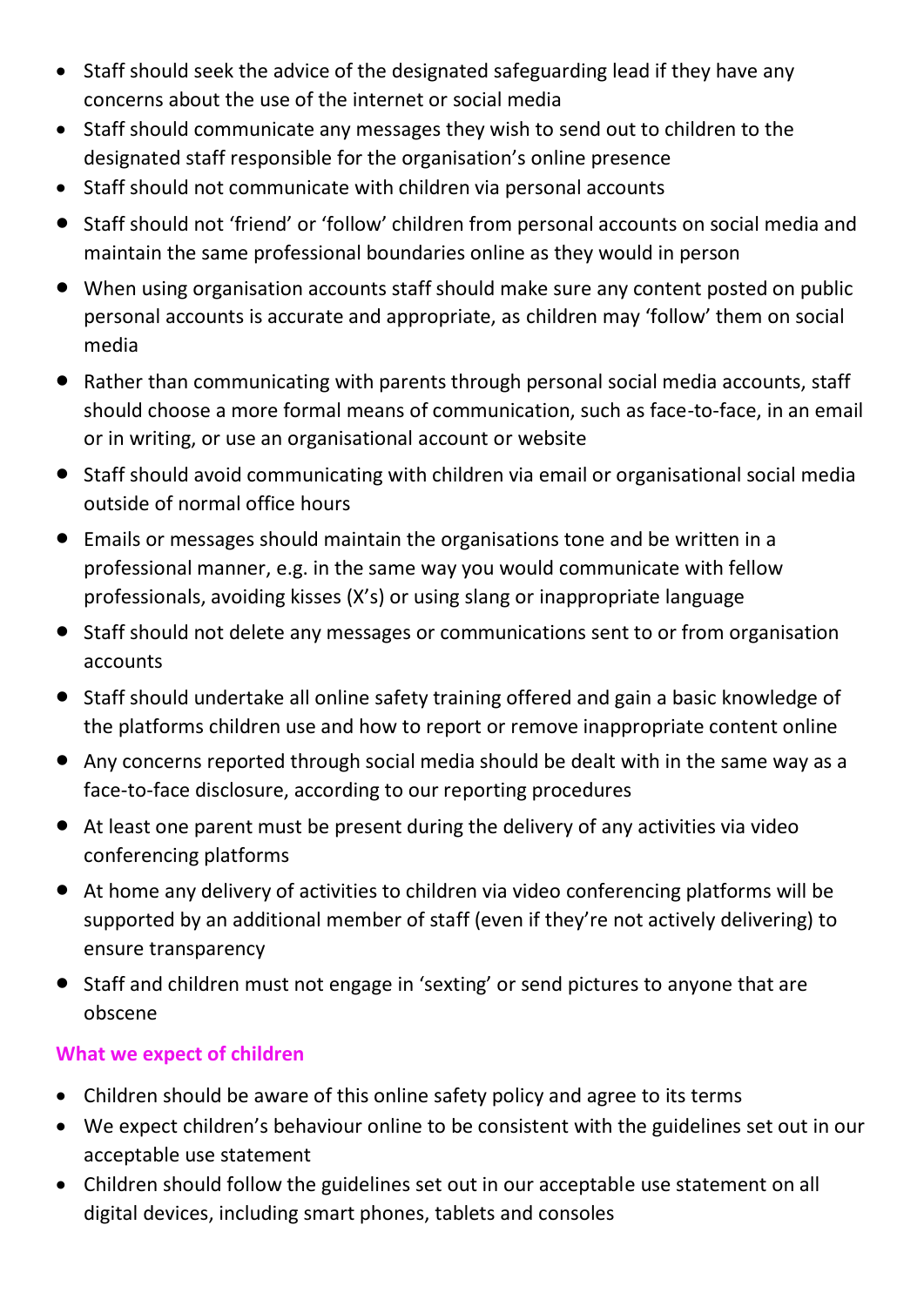- Staff should seek the advice of the designated safeguarding lead if they have any concerns about the use of the internet or social media
- Staff should communicate any messages they wish to send out to children to the designated staff responsible for the organisation's online presence
- Staff should not communicate with children via personal accounts
- Staff should not 'friend' or 'follow' children from personal accounts on social media and maintain the same professional boundaries online as they would in person
- When using organisation accounts staff should make sure any content posted on public personal accounts is accurate and appropriate, as children may 'follow' them on social media
- Rather than communicating with parents through personal social media accounts, staff should choose a more formal means of communication, such as face-to-face, in an email or in writing, or use an organisational account or website
- Staff should avoid communicating with children via email or organisational social media outside of normal office hours
- Emails or messages should maintain the organisations tone and be written in a professional manner, e.g. in the same way you would communicate with fellow professionals, avoiding kisses (X's) or using slang or inappropriate language
- Staff should not delete any messages or communications sent to or from organisation accounts
- Staff should undertake all online safety training offered and gain a basic knowledge of the platforms children use and how to report or remove inappropriate content online
- Any concerns reported through social media should be dealt with in the same way as a face-to-face disclosure, according to our reporting procedures
- At least one parent must be present during the delivery of any activities via video conferencing platforms
- At home any delivery of activities to children via video conferencing platforms will be supported by an additional member of staff (even if they're not actively delivering) to ensure transparency
- Staff and children must not engage in 'sexting' or send pictures to anyone that are obscene

## What we expect of children

- Children should be aware of this online safety policy and agree to its terms
- We expect children's behaviour online to be consistent with the guidelines set out in our acceptable use statement
- Children should follow the guidelines set out in our acceptable use statement on all digital devices, including smart phones, tablets and consoles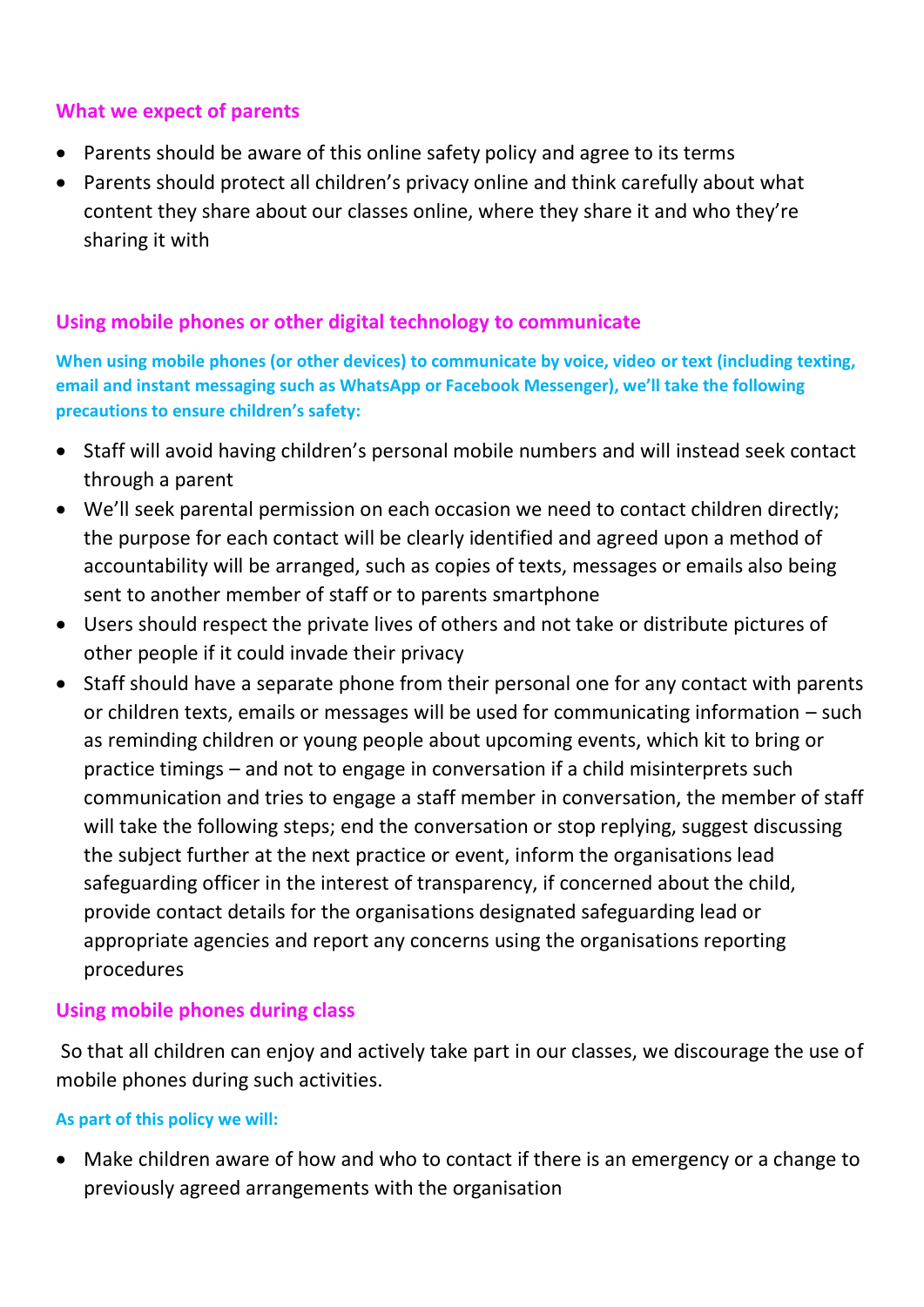## What we expect of parents

- Parents should be aware of this online safety policy and agree to its terms
- Parents should protect all children's privacy online and think carefully about what content they share about our classes online, where they share it and who they're sharing it with

## Using mobile phones or other digital technology to communicate

**When using mobile phones (or other devices) to communicate by voice, video or text (including texting, email and instant messaging such as WhatsApp or Facebook Messenger), we'll take the following precautions to ensure children's safety:**

- Staff will avoid having children's personal mobile numbers and will instead seek contact through a parent
- We'll seek parental permission on each occasion we need to contact children directly; the purpose for each contact will be clearly identified and agreed upon a method of accountability will be arranged, such as copies of texts, messages or emails also being sent to another member of staff or to parents smartphone
- Users should respect the private lives of others and not take or distribute pictures of other people if it could invade their privacy
- Staff should have a separate phone from their personal one for any contact with parents or children texts, emails or messages will be used for communicating information – such as reminding children or young people about upcoming events, which kit to bring or practice timings – and not to engage in conversation if a child misinterprets such communication and tries to engage a staff member in conversation, the member of staff will take the following steps; end the conversation or stop replying, suggest discussing the subject further at the next practice or event, inform the organisations lead safeguarding officer in the interest of transparency, if concerned about the child, provide contact details for the organisations designated safeguarding lead or appropriate agencies and report any concerns using the organisations reporting procedures

## Using mobile phones during class

So that all children can enjoy and actively take part in our classes, we discourage the use of mobile phones during such activities.

**As part of this policy we will:**

- Make children aware of how and who to contact if there is an emergency or a change to previously agreed arrangements with the organisation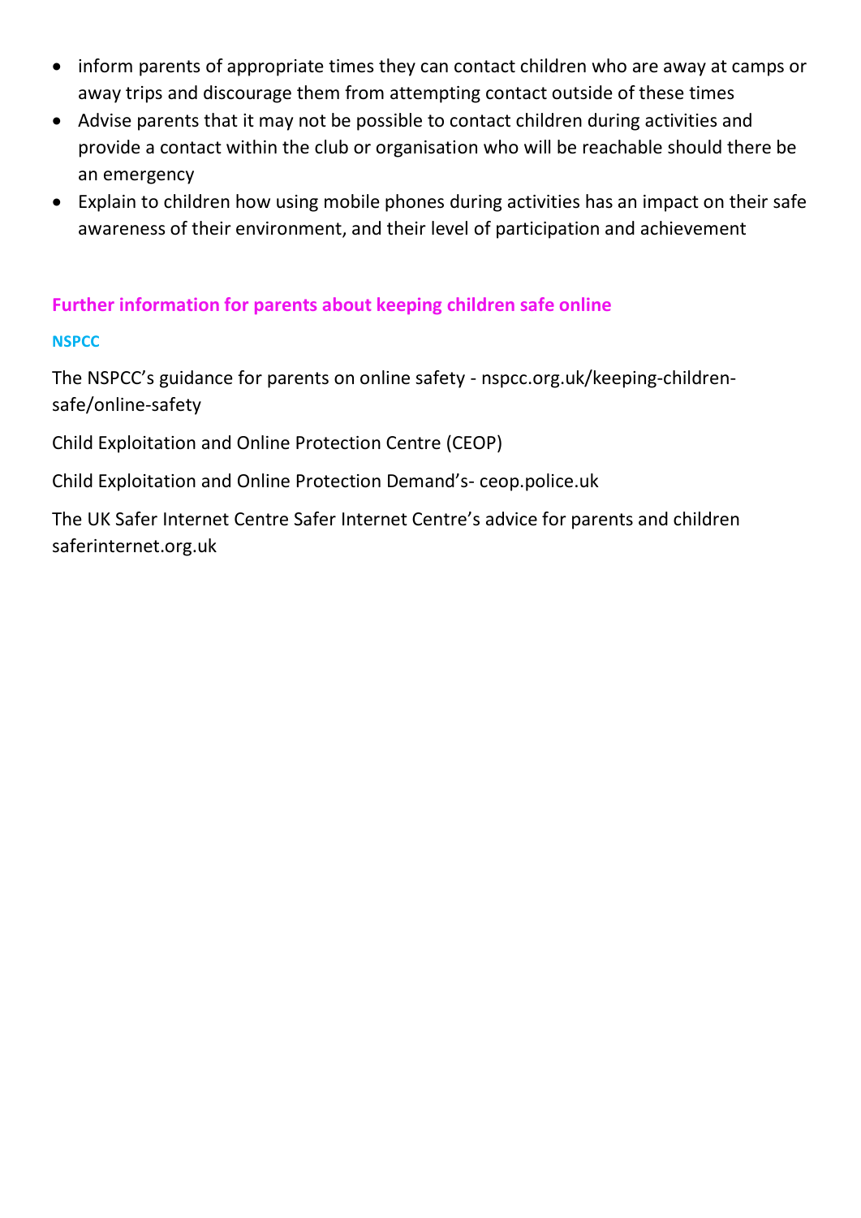- inform parents of appropriate times they can contact children who are away at camps or away trips and discourage them from attempting contact outside of these times
- Advise parents that it may not be possible to contact children during activities and provide a contact within the club or organisation who will be reachable should there be an emergency
- Explain to children how using mobile phones during activities has an impact on their safe awareness of their environment, and their level of participation and achievement

## Further information for parents about keeping children safe online

### NSPCC

The NSPCC's guidance for parents on online safety - nspcc.org.uk/keeping-children-safe/online-safety

Child Exploitation and Online Protection Centre (CEOP)

Child Exploitation and Online Protection Demand's- ceop.police.uk

The UK Safer Internet Centre Safer Internet Centre's advice for parents and children saferinternet.org.uk